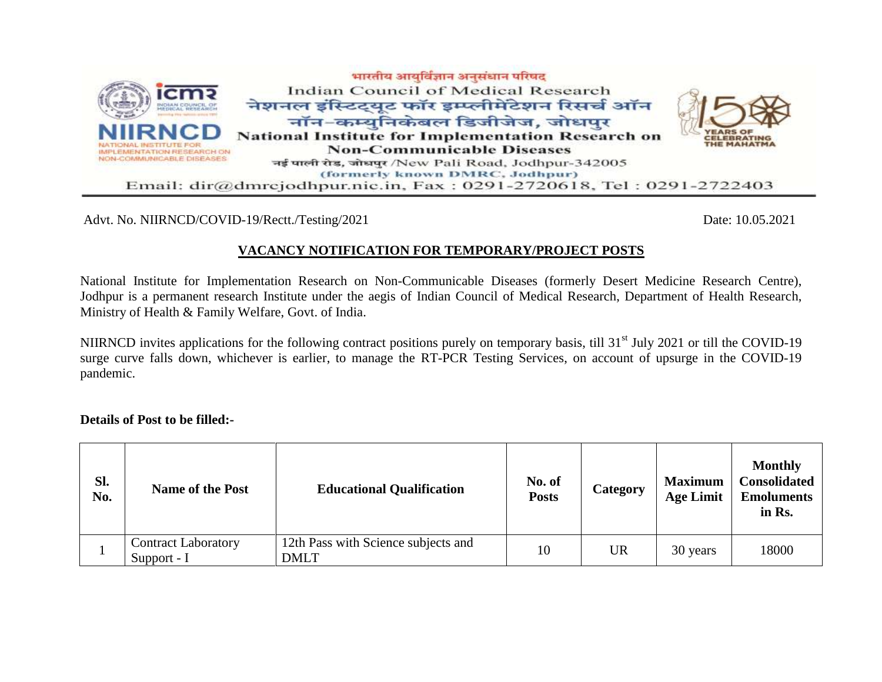भारतीय आयुर्विज्ञान अनुसंधान परिषद
Indian Council of Medical Research
नेशनल इंस्टिट्यूट फॉर इम्प्लीमेंटेशन रिसर्च ऑन नॉन–कम्युनिकेबल डिजीजेज, जोधपुर
**National Institute for Implementation Research on Non-Communicable Diseases**
नई पाली रोड, जोधपुर /New Pali Road, Jodhpur-342005
(formerly known DMRC, Jodhpur)
Email: dir@dmrcjodhpur.nic.in, Fax : 0291-2720618, Tel : 0291-2722403

Advt. No. NIIRNCD/COVID-19/Rectt./Testing/2021 Date: 10.05.2021

## VACANCY NOTIFICATION FOR TEMPORARY/PROJECT POSTS

National Institute for Implementation Research on Non-Communicable Diseases (formerly Desert Medicine Research Centre), Jodhpur is a permanent research Institute under the aegis of Indian Council of Medical Research, Department of Health Research, Ministry of Health & Family Welfare, Govt. of India.

NIIRNCD invites applications for the following contract positions purely on temporary basis, till 31st July 2021 or till the COVID-19 surge curve falls down, whichever is earlier, to manage the RT-PCR Testing Services, on account of upsurge in the COVID-19 pandemic.

**Details of Post to be filled:-**

| Sl. No. | Name of the Post | Educational Qualification | No. of Posts | Category | Maximum Age Limit | Monthly Consolidated Emoluments in Rs. |
|---|---|---|---|---|---|---|
| 1 | Contract Laboratory Support - I | 12th Pass with Science subjects and DMLT | 10 | UR | 30 years | 18000 |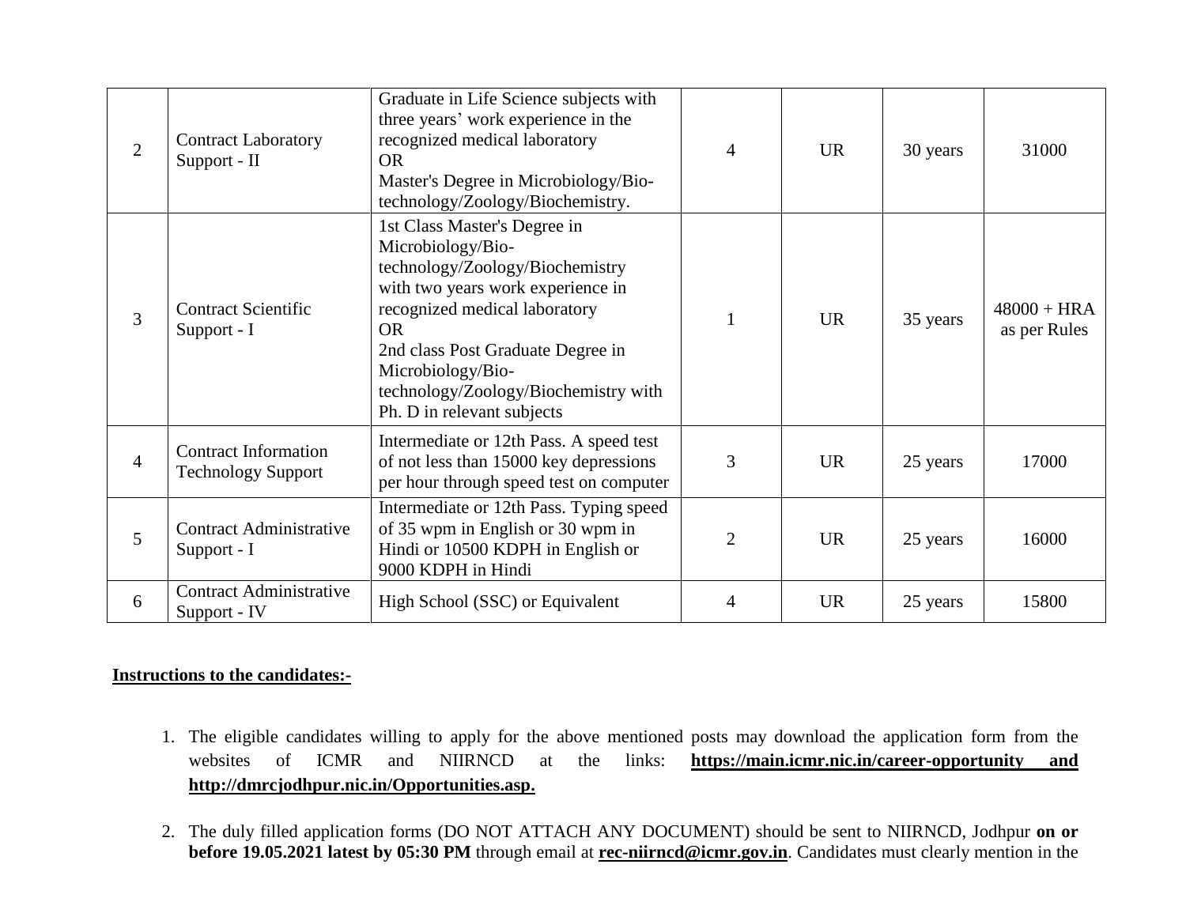| 2 | Contract Laboratory Support - II | Graduate in Life Science subjects with three years' work experience in the recognized medical laboratory<br>OR<br>Master's Degree in Microbiology/Bio-technology/Zoology/Biochemistry. | 4 | UR | 30 years | 31000 |
|---|---|---|---|---|---|---|
| 3 | Contract Scientific Support - I | 1st Class Master's Degree in Microbiology/Bio-technology/Zoology/Biochemistry with two years work experience in recognized medical laboratory<br>OR<br>2nd class Post Graduate Degree in Microbiology/Bio-technology/Zoology/Biochemistry with Ph. D in relevant subjects | 1 | UR | 35 years | 48000 + HRA as per Rules |
| 4 | Contract Information Technology Support | Intermediate or 12th Pass. A speed test of not less than 15000 key depressions per hour through speed test on computer | 3 | UR | 25 years | 17000 |
| 5 | Contract Administrative Support - I | Intermediate or 12th Pass. Typing speed of 35 wpm in English or 30 wpm in Hindi or 10500 KDPH in English or 9000 KDPH in Hindi | 2 | UR | 25 years | 16000 |
| 6 | Contract Administrative Support - IV | High School (SSC) or Equivalent | 4 | UR | 25 years | 15800 |

**<u>Instructions to the candidates:-</u>**

1. The eligible candidates willing to apply for the above mentioned posts may download the application form from the websites of ICMR and NIIRNCD at the links: **<u>https://main.icmr.nic.in/career-opportunity and http://dmrcjodhpur.nic.in/Opportunities.asp.</u>**

2. The duly filled application forms (DO NOT ATTACH ANY DOCUMENT) should be sent to NIIRNCD, Jodhpur **on or before 19.05.2021 latest by 05:30 PM** through email at **<u>rec-niirncd@icmr.gov.in</u>**. Candidates must clearly mention in the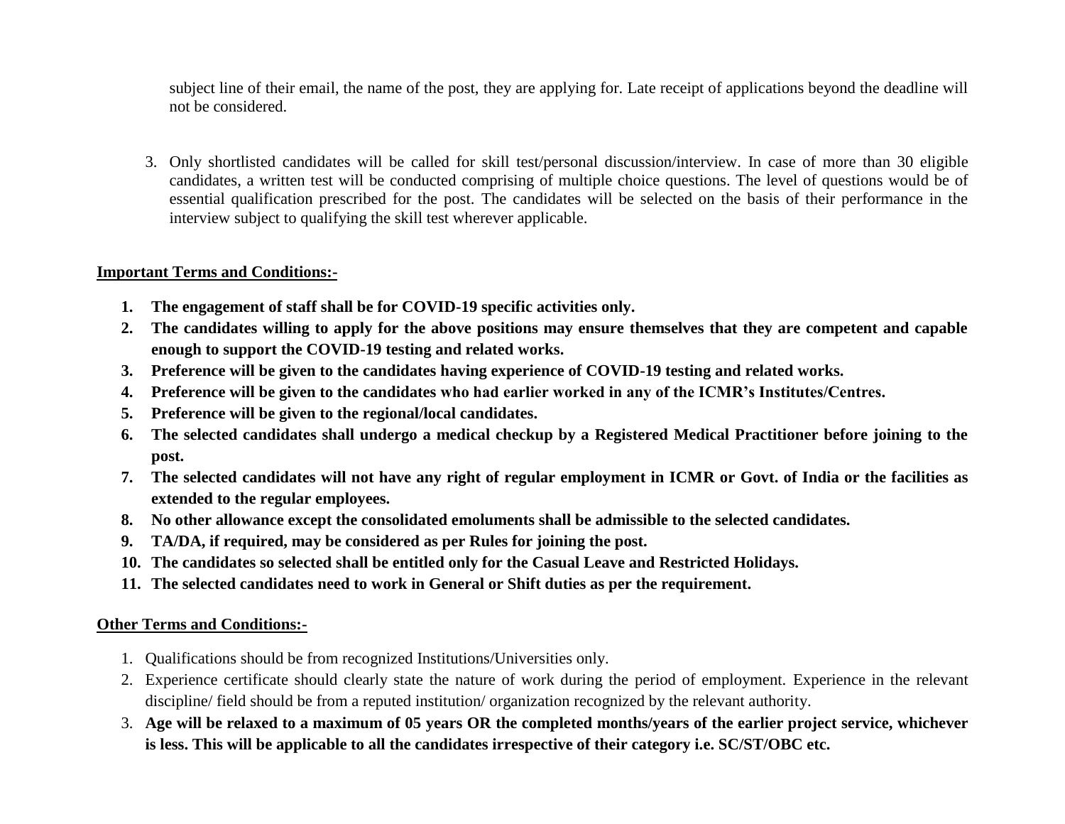subject line of their email, the name of the post, they are applying for. Late receipt of applications beyond the deadline will not be considered.

3. Only shortlisted candidates will be called for skill test/personal discussion/interview. In case of more than 30 eligible candidates, a written test will be conducted comprising of multiple choice questions. The level of questions would be of essential qualification prescribed for the post. The candidates will be selected on the basis of their performance in the interview subject to qualifying the skill test wherever applicable.

**Important Terms and Conditions:-**

1. **The engagement of staff shall be for COVID-19 specific activities only.**
2. **The candidates willing to apply for the above positions may ensure themselves that they are competent and capable enough to support the COVID-19 testing and related works.**
3. **Preference will be given to the candidates having experience of COVID-19 testing and related works.**
4. **Preference will be given to the candidates who had earlier worked in any of the ICMR's Institutes/Centres.**
5. **Preference will be given to the regional/local candidates.**
6. **The selected candidates shall undergo a medical checkup by a Registered Medical Practitioner before joining to the post.**
7. **The selected candidates will not have any right of regular employment in ICMR or Govt. of India or the facilities as extended to the regular employees.**
8. **No other allowance except the consolidated emoluments shall be admissible to the selected candidates.**
9. **TA/DA, if required, may be considered as per Rules for joining the post.**
10. **The candidates so selected shall be entitled only for the Casual Leave and Restricted Holidays.**
11. **The selected candidates need to work in General or Shift duties as per the requirement.**

**Other Terms and Conditions:-**

1. Qualifications should be from recognized Institutions/Universities only.
2. Experience certificate should clearly state the nature of work during the period of employment. Experience in the relevant discipline/ field should be from a reputed institution/ organization recognized by the relevant authority.
3. **Age will be relaxed to a maximum of 05 years OR the completed months/years of the earlier project service, whichever is less. This will be applicable to all the candidates irrespective of their category i.e. SC/ST/OBC etc.**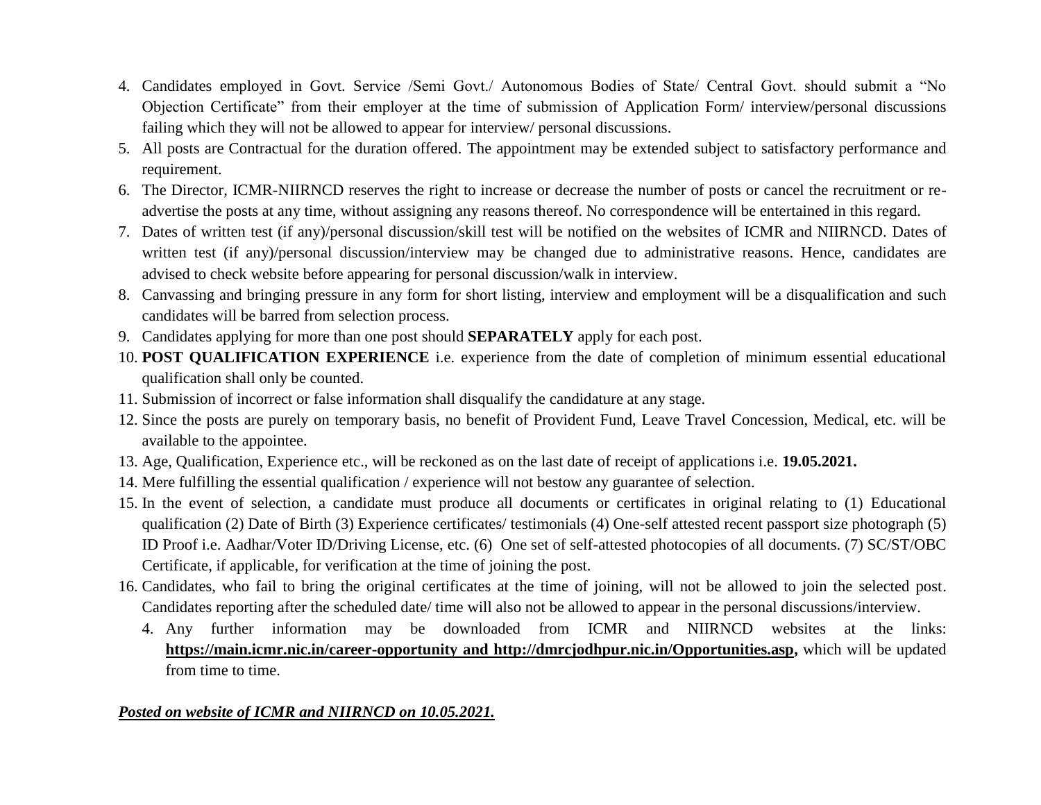4. Candidates employed in Govt. Service /Semi Govt./ Autonomous Bodies of State/ Central Govt. should submit a "No Objection Certificate" from their employer at the time of submission of Application Form/ interview/personal discussions failing which they will not be allowed to appear for interview/ personal discussions.
5. All posts are Contractual for the duration offered. The appointment may be extended subject to satisfactory performance and requirement.
6. The Director, ICMR-NIIRNCD reserves the right to increase or decrease the number of posts or cancel the recruitment or re-advertise the posts at any time, without assigning any reasons thereof. No correspondence will be entertained in this regard.
7. Dates of written test (if any)/personal discussion/skill test will be notified on the websites of ICMR and NIIRNCD. Dates of written test (if any)/personal discussion/interview may be changed due to administrative reasons. Hence, candidates are advised to check website before appearing for personal discussion/walk in interview.
8. Canvassing and bringing pressure in any form for short listing, interview and employment will be a disqualification and such candidates will be barred from selection process.
9. Candidates applying for more than one post should **SEPARATELY** apply for each post.
10. **POST QUALIFICATION EXPERIENCE** i.e. experience from the date of completion of minimum essential educational qualification shall only be counted.
11. Submission of incorrect or false information shall disqualify the candidature at any stage.
12. Since the posts are purely on temporary basis, no benefit of Provident Fund, Leave Travel Concession, Medical, etc. will be available to the appointee.
13. Age, Qualification, Experience etc., will be reckoned as on the last date of receipt of applications i.e. **19.05.2021.**
14. Mere fulfilling the essential qualification / experience will not bestow any guarantee of selection.
15. In the event of selection, a candidate must produce all documents or certificates in original relating to (1) Educational qualification (2) Date of Birth (3) Experience certificates/ testimonials (4) One-self attested recent passport size photograph (5) ID Proof i.e. Aadhar/Voter ID/Driving License, etc. (6) One set of self-attested photocopies of all documents. (7) SC/ST/OBC Certificate, if applicable, for verification at the time of joining the post.
16. Candidates, who fail to bring the original certificates at the time of joining, will not be allowed to join the selected post. Candidates reporting after the scheduled date/ time will also not be allowed to appear in the personal discussions/interview.
    4. Any further information may be downloaded from ICMR and NIIRNCD websites at the links: **https://main.icmr.nic.in/career-opportunity and http://dmrcjodhpur.nic.in/Opportunities.asp,** which will be updated from time to time.

***Posted on website of ICMR and NIIRNCD on 10.05.2021.***